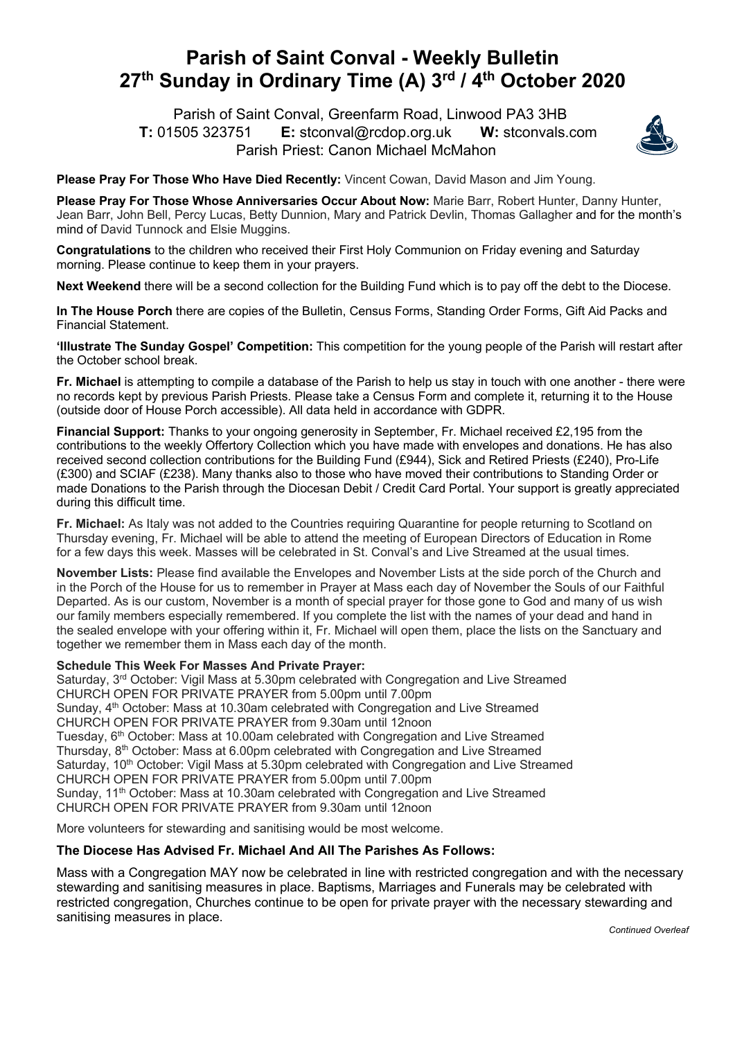# Parish of Saint Conval - Weekly Bulletin
# 27th Sunday in Ordinary Time (A) 3rd / 4th October 2020

Parish of Saint Conval, Greenfarm Road, Linwood PA3 3HB
**T:** 01505 323751 **E:** stconval@rcdop.org.uk **W:** stconvals.com
Parish Priest: Canon Michael McMahon

**Please Pray For Those Who Have Died Recently:** Vincent Cowan, David Mason and Jim Young.

**Please Pray For Those Whose Anniversaries Occur About Now:** Marie Barr, Robert Hunter, Danny Hunter, Jean Barr, John Bell, Percy Lucas, Betty Dunnion, Mary and Patrick Devlin, Thomas Gallagher and for the month's mind of David Tunnock and Elsie Muggins.

**Congratulations** to the children who received their First Holy Communion on Friday evening and Saturday morning. Please continue to keep them in your prayers.

**Next Weekend** there will be a second collection for the Building Fund which is to pay off the debt to the Diocese.

**In The House Porch** there are copies of the Bulletin, Census Forms, Standing Order Forms, Gift Aid Packs and Financial Statement.

**'Illustrate The Sunday Gospel' Competition:** This competition for the young people of the Parish will restart after the October school break.

**Fr. Michael** is attempting to compile a database of the Parish to help us stay in touch with one another - there were no records kept by previous Parish Priests. Please take a Census Form and complete it, returning it to the House (outside door of House Porch accessible). All data held in accordance with GDPR.

**Financial Support:** Thanks to your ongoing generosity in September, Fr. Michael received £2,195 from the contributions to the weekly Offertory Collection which you have made with envelopes and donations. He has also received second collection contributions for the Building Fund (£944), Sick and Retired Priests (£240), Pro-Life (£300) and SCIAF (£238). Many thanks also to those who have moved their contributions to Standing Order or made Donations to the Parish through the Diocesan Debit / Credit Card Portal. Your support is greatly appreciated during this difficult time.

**Fr. Michael:** As Italy was not added to the Countries requiring Quarantine for people returning to Scotland on Thursday evening, Fr. Michael will be able to attend the meeting of European Directors of Education in Rome for a few days this week. Masses will be celebrated in St. Conval's and Live Streamed at the usual times.

**November Lists:** Please find available the Envelopes and November Lists at the side porch of the Church and in the Porch of the House for us to remember in Prayer at Mass each day of November the Souls of our Faithful Departed. As is our custom, November is a month of special prayer for those gone to God and many of us wish our family members especially remembered. If you complete the list with the names of your dead and hand in the sealed envelope with your offering within it, Fr. Michael will open them, place the lists on the Sanctuary and together we remember them in Mass each day of the month.

**Schedule This Week For Masses And Private Prayer:**
Saturday, 3rd October: Vigil Mass at 5.30pm celebrated with Congregation and Live Streamed
CHURCH OPEN FOR PRIVATE PRAYER from 5.00pm until 7.00pm
Sunday, 4th October: Mass at 10.30am celebrated with Congregation and Live Streamed
CHURCH OPEN FOR PRIVATE PRAYER from 9.30am until 12noon
Tuesday, 6th October: Mass at 10.00am celebrated with Congregation and Live Streamed
Thursday, 8th October: Mass at 6.00pm celebrated with Congregation and Live Streamed
Saturday, 10th October: Vigil Mass at 5.30pm celebrated with Congregation and Live Streamed
CHURCH OPEN FOR PRIVATE PRAYER from 5.00pm until 7.00pm
Sunday, 11th October: Mass at 10.30am celebrated with Congregation and Live Streamed
CHURCH OPEN FOR PRIVATE PRAYER from 9.30am until 12noon

More volunteers for stewarding and sanitising would be most welcome.

### The Diocese Has Advised Fr. Michael And All The Parishes As Follows:

Mass with a Congregation MAY now be celebrated in line with restricted congregation and with the necessary stewarding and sanitising measures in place. Baptisms, Marriages and Funerals may be celebrated with restricted congregation, Churches continue to be open for private prayer with the necessary stewarding and sanitising measures in place.

*Continued Overleaf*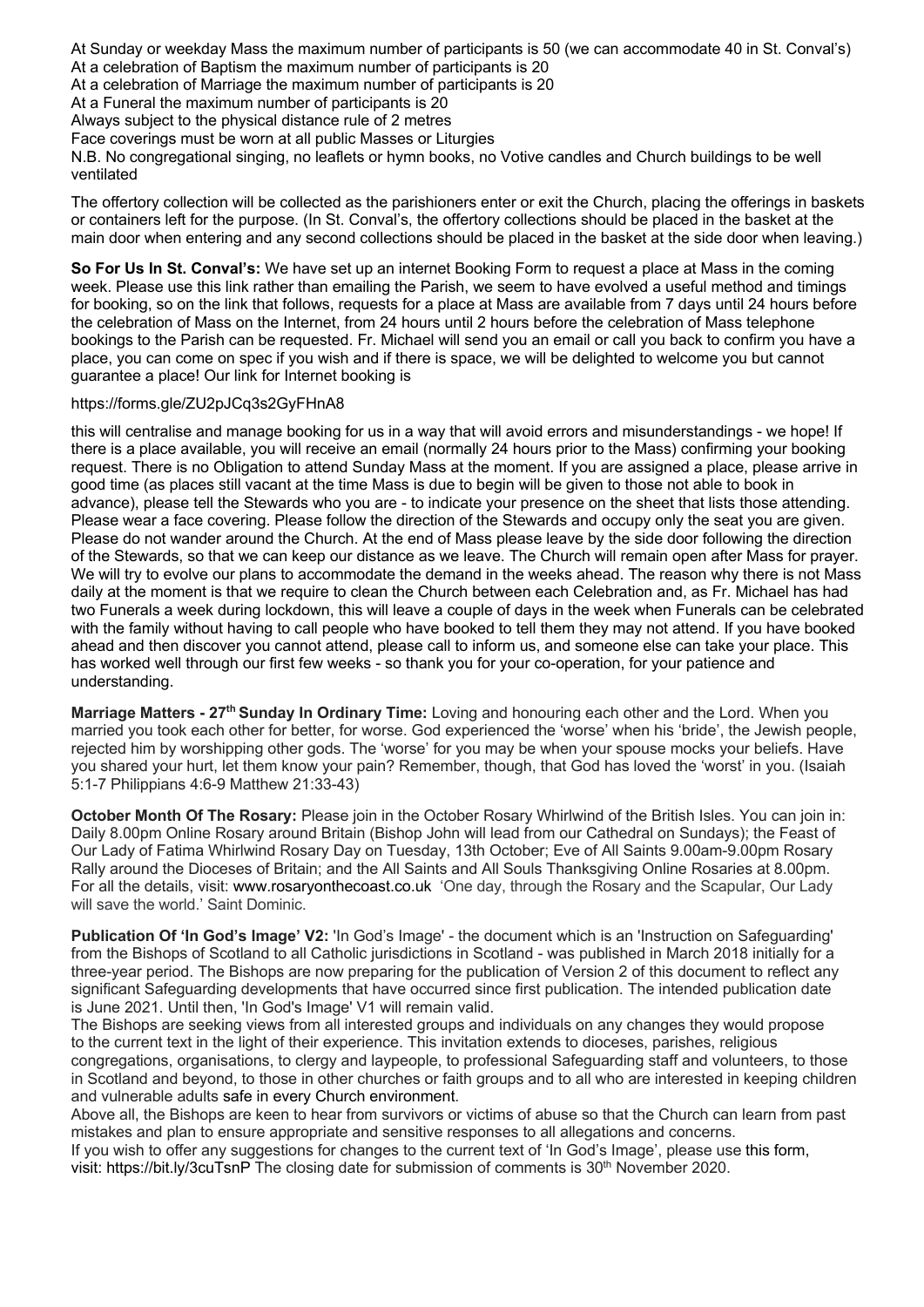At Sunday or weekday Mass the maximum number of participants is 50 (we can accommodate 40 in St. Conval's)
At a celebration of Baptism the maximum number of participants is 20
At a celebration of Marriage the maximum number of participants is 20
At a Funeral the maximum number of participants is 20
Always subject to the physical distance rule of 2 metres
Face coverings must be worn at all public Masses or Liturgies
N.B. No congregational singing, no leaflets or hymn books, no Votive candles and Church buildings to be well ventilated

The offertory collection will be collected as the parishioners enter or exit the Church, placing the offerings in baskets or containers left for the purpose. (In St. Conval's, the offertory collections should be placed in the basket at the main door when entering and any second collections should be placed in the basket at the side door when leaving.)

**So For Us In St. Conval's:** We have set up an internet Booking Form to request a place at Mass in the coming week. Please use this link rather than emailing the Parish, we seem to have evolved a useful method and timings for booking, so on the link that follows, requests for a place at Mass are available from 7 days until 24 hours before the celebration of Mass on the Internet, from 24 hours until 2 hours before the celebration of Mass telephone bookings to the Parish can be requested. Fr. Michael will send you an email or call you back to confirm you have a place, you can come on spec if you wish and if there is space, we will be delighted to welcome you but cannot guarantee a place! Our link for Internet booking is

https://forms.gle/ZU2pJCq3s2GyFHnA8

this will centralise and manage booking for us in a way that will avoid errors and misunderstandings - we hope! If there is a place available, you will receive an email (normally 24 hours prior to the Mass) confirming your booking request. There is no Obligation to attend Sunday Mass at the moment. If you are assigned a place, please arrive in good time (as places still vacant at the time Mass is due to begin will be given to those not able to book in advance), please tell the Stewards who you are - to indicate your presence on the sheet that lists those attending. Please wear a face covering. Please follow the direction of the Stewards and occupy only the seat you are given. Please do not wander around the Church. At the end of Mass please leave by the side door following the direction of the Stewards, so that we can keep our distance as we leave. The Church will remain open after Mass for prayer. We will try to evolve our plans to accommodate the demand in the weeks ahead. The reason why there is not Mass daily at the moment is that we require to clean the Church between each Celebration and, as Fr. Michael has had two Funerals a week during lockdown, this will leave a couple of days in the week when Funerals can be celebrated with the family without having to call people who have booked to tell them they may not attend. If you have booked ahead and then discover you cannot attend, please call to inform us, and someone else can take your place. This has worked well through our first few weeks - so thank you for your co-operation, for your patience and understanding.

**Marriage Matters - 27th Sunday In Ordinary Time:** Loving and honouring each other and the Lord. When you married you took each other for better, for worse. God experienced the 'worse' when his 'bride', the Jewish people, rejected him by worshipping other gods. The 'worse' for you may be when your spouse mocks your beliefs. Have you shared your hurt, let them know your pain? Remember, though, that God has loved the 'worst' in you. (Isaiah 5:1-7 Philippians 4:6-9 Matthew 21:33-43)

**October Month Of The Rosary:** Please join in the October Rosary Whirlwind of the British Isles. You can join in: Daily 8.00pm Online Rosary around Britain (Bishop John will lead from our Cathedral on Sundays); the Feast of Our Lady of Fatima Whirlwind Rosary Day on Tuesday, 13th October; Eve of All Saints 9.00am-9.00pm Rosary Rally around the Dioceses of Britain; and the All Saints and All Souls Thanksgiving Online Rosaries at 8.00pm. For all the details, visit: www.rosaryonthecoast.co.uk 'One day, through the Rosary and the Scapular, Our Lady will save the world.' Saint Dominic.

**Publication Of 'In God's Image' V2:** 'In God's Image' - the document which is an 'Instruction on Safeguarding' from the Bishops of Scotland to all Catholic jurisdictions in Scotland - was published in March 2018 initially for a three-year period. The Bishops are now preparing for the publication of Version 2 of this document to reflect any significant Safeguarding developments that have occurred since first publication. The intended publication date is June 2021. Until then, 'In God's Image' V1 will remain valid.
The Bishops are seeking views from all interested groups and individuals on any changes they would propose to the current text in the light of their experience. This invitation extends to dioceses, parishes, religious congregations, organisations, to clergy and laypeople, to professional Safeguarding staff and volunteers, to those in Scotland and beyond, to those in other churches or faith groups and to all who are interested in keeping children and vulnerable adults safe in every Church environment.
Above all, the Bishops are keen to hear from survivors or victims of abuse so that the Church can learn from past mistakes and plan to ensure appropriate and sensitive responses to all allegations and concerns.
If you wish to offer any suggestions for changes to the current text of 'In God's Image', please use this form, visit: https://bit.ly/3cuTsnP The closing date for submission of comments is 30th November 2020.